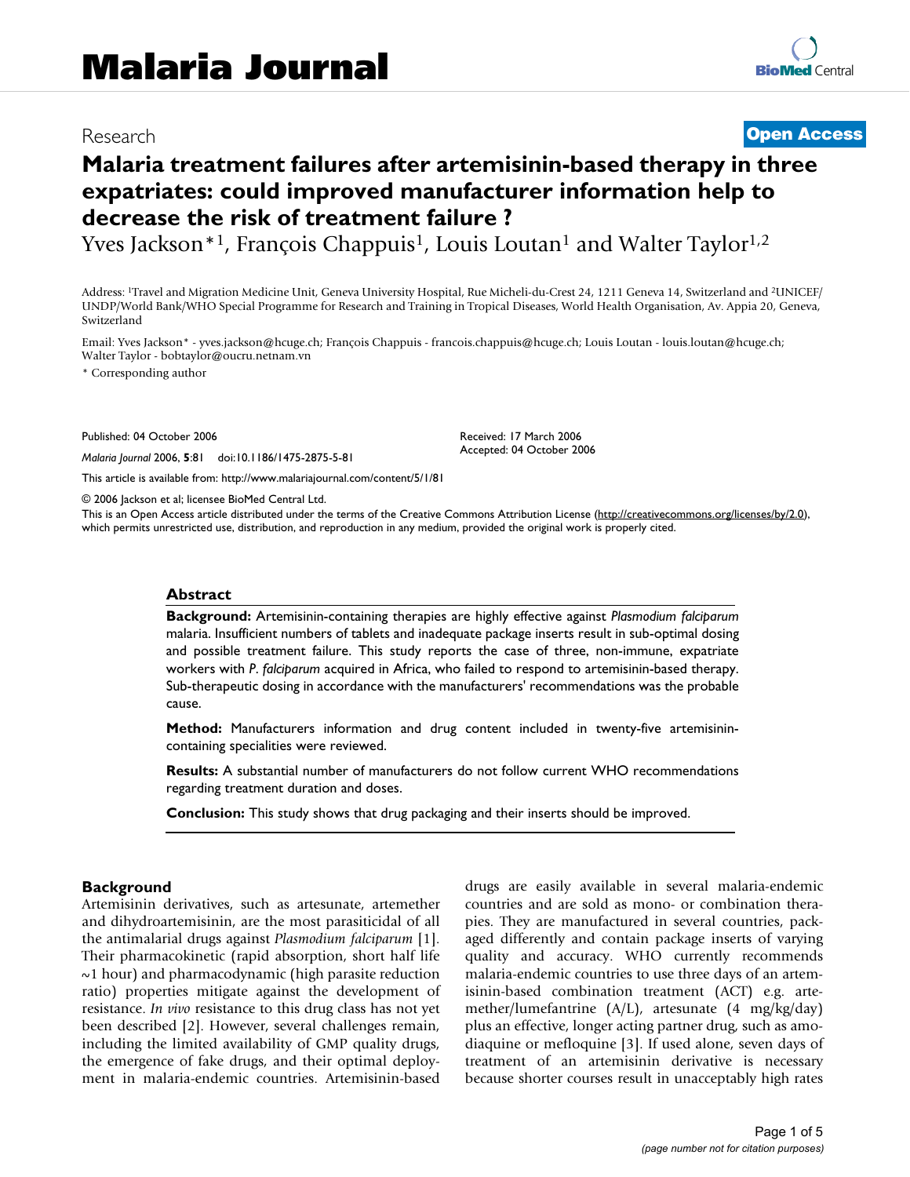# Malaria Journal

Research **Open Access**

## Malaria treatment failures after artemisinin-based therapy in three expatriates: could improved manufacturer information help to decrease the risk of treatment failure ?

Yves Jackson*[1], François Chappuis[1], Louis Loutan[1] and Walter Taylor[1,2]

Address: [1]Travel and Migration Medicine Unit, Geneva University Hospital, Rue Micheli-du-Crest 24, 1211 Geneva 14, Switzerland and [2]UNICEF/UNDP/World Bank/WHO Special Programme for Research and Training in Tropical Diseases, World Health Organisation, Av. Appia 20, Geneva, Switzerland

Email: Yves Jackson* - yves.jackson@hcuge.ch; François Chappuis - francois.chappuis@hcuge.ch; Louis Loutan - louis.loutan@hcuge.ch; Walter Taylor - bobtaylor@oucru.netnam.vn

\* Corresponding author

Published: 04 October 2006

*Malaria Journal* 2006, **5**:81 doi:10.1186/1475-2875-5-81

Received: 17 March 2006
Accepted: 04 October 2006

This article is available from: http://www.malariajournal.com/content/5/1/81

© 2006 Jackson et al; licensee BioMed Central Ltd.

This is an Open Access article distributed under the terms of the Creative Commons Attribution License (http://creativecommons.org/licenses/by/2.0), which permits unrestricted use, distribution, and reproduction in any medium, provided the original work is properly cited.

### Abstract

**Background:** Artemisinin-containing therapies are highly effective against *Plasmodium falciparum* malaria. Insufficient numbers of tablets and inadequate package inserts result in sub-optimal dosing and possible treatment failure. This study reports the case of three, non-immune, expatriate workers with *P. falciparum* acquired in Africa, who failed to respond to artemisinin-based therapy. Sub-therapeutic dosing in accordance with the manufacturers' recommendations was the probable cause.

**Method:** Manufacturers information and drug content included in twenty-five artemisinin-containing specialities were reviewed.

**Results:** A substantial number of manufacturers do not follow current WHO recommendations regarding treatment duration and doses.

**Conclusion:** This study shows that drug packaging and their inserts should be improved.

## Background

Artemisinin derivatives, such as artesunate, artemether and dihydroartemisinin, are the most parasiticidal of all the antimalarial drugs against *Plasmodium falciparum* [1]. Their pharmacokinetic (rapid absorption, short half life ~1 hour) and pharmacodynamic (high parasite reduction ratio) properties mitigate against the development of resistance. *In vivo* resistance to this drug class has not yet been described [2]. However, several challenges remain, including the limited availability of GMP quality drugs, the emergence of fake drugs, and their optimal deployment in malaria-endemic countries. Artemisinin-based drugs are easily available in several malaria-endemic countries and are sold as mono- or combination therapies. They are manufactured in several countries, packaged differently and contain package inserts of varying quality and accuracy. WHO currently recommends malaria-endemic countries to use three days of an artemisinin-based combination treatment (ACT) e.g. artemether/lumefantrine (A/L), artesunate (4 mg/kg/day) plus an effective, longer acting partner drug, such as amodiaquine or mefloquine [3]. If used alone, seven days of treatment of an artemisinin derivative is necessary because shorter courses result in unacceptably high rates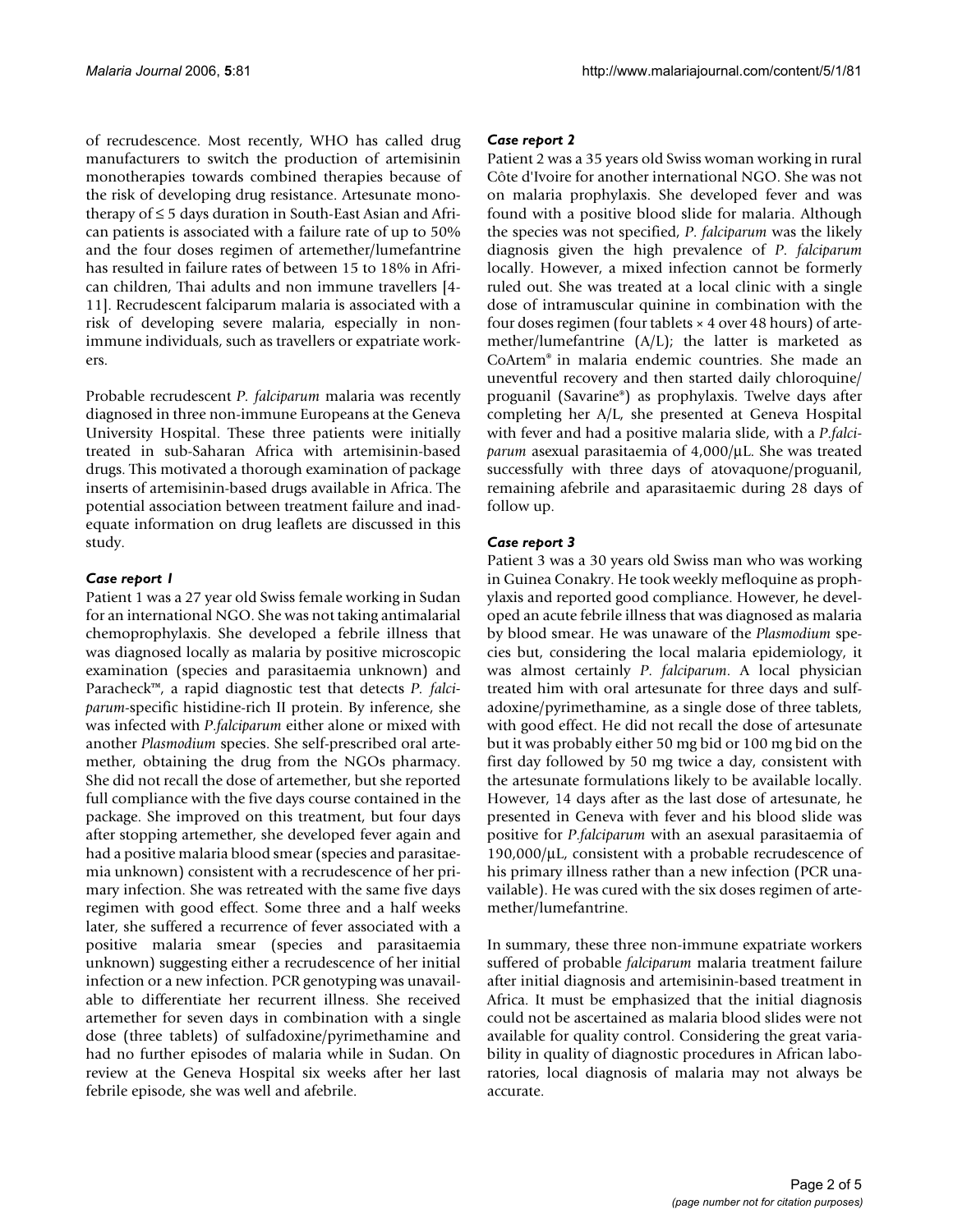of recrudescence. Most recently, WHO has called drug manufacturers to switch the production of artemisinin monotherapies towards combined therapies because of the risk of developing drug resistance. Artesunate monotherapy of ≤ 5 days duration in South-East Asian and African patients is associated with a failure rate of up to 50% and the four doses regimen of artemether/lumefantrine has resulted in failure rates of between 15 to 18% in African children, Thai adults and non immune travellers [4-11]. Recrudescent falciparum malaria is associated with a risk of developing severe malaria, especially in non-immune individuals, such as travellers or expatriate workers.

Probable recrudescent *P. falciparum* malaria was recently diagnosed in three non-immune Europeans at the Geneva University Hospital. These three patients were initially treated in sub-Saharan Africa with artemisinin-based drugs. This motivated a thorough examination of package inserts of artemisinin-based drugs available in Africa. The potential association between treatment failure and inadequate information on drug leaflets are discussed in this study.

### *Case report 1*

Patient 1 was a 27 year old Swiss female working in Sudan for an international NGO. She was not taking antimalarial chemoprophylaxis. She developed a febrile illness that was diagnosed locally as malaria by positive microscopic examination (species and parasitaemia unknown) and Paracheck™, a rapid diagnostic test that detects *P. falciparum*-specific histidine-rich II protein. By inference, she was infected with *P.falciparum* either alone or mixed with another *Plasmodium* species. She self-prescribed oral artemether, obtaining the drug from the NGOs pharmacy. She did not recall the dose of artemether, but she reported full compliance with the five days course contained in the package. She improved on this treatment, but four days after stopping artemether, she developed fever again and had a positive malaria blood smear (species and parasitaemia unknown) consistent with a recrudescence of her primary infection. She was retreated with the same five days regimen with good effect. Some three and a half weeks later, she suffered a recurrence of fever associated with a positive malaria smear (species and parasitaemia unknown) suggesting either a recrudescence of her initial infection or a new infection. PCR genotyping was unavailable to differentiate her recurrent illness. She received artemether for seven days in combination with a single dose (three tablets) of sulfadoxine/pyrimethamine and had no further episodes of malaria while in Sudan. On review at the Geneva Hospital six weeks after her last febrile episode, she was well and afebrile.

### *Case report 2*

Patient 2 was a 35 years old Swiss woman working in rural Côte d'Ivoire for another international NGO. She was not on malaria prophylaxis. She developed fever and was found with a positive blood slide for malaria. Although the species was not specified, *P. falciparum* was the likely diagnosis given the high prevalence of *P. falciparum* locally. However, a mixed infection cannot be formerly ruled out. She was treated at a local clinic with a single dose of intramuscular quinine in combination with the four doses regimen (four tablets × 4 over 48 hours) of artemether/lumefantrine (A/L); the latter is marketed as CoArtem® in malaria endemic countries. She made an uneventful recovery and then started daily chloroquine/proguanil (Savarine®) as prophylaxis. Twelve days after completing her A/L, she presented at Geneva Hospital with fever and had a positive malaria slide, with a *P.falciparum* asexual parasitaemia of 4,000/µL. She was treated successfully with three days of atovaquone/proguanil, remaining afebrile and aparasitaemic during 28 days of follow up.

### *Case report 3*

Patient 3 was a 30 years old Swiss man who was working in Guinea Conakry. He took weekly mefloquine as prophylaxis and reported good compliance. However, he developed an acute febrile illness that was diagnosed as malaria by blood smear. He was unaware of the *Plasmodium* species but, considering the local malaria epidemiology, it was almost certainly *P. falciparum*. A local physician treated him with oral artesunate for three days and sulfadoxine/pyrimethamine, as a single dose of three tablets, with good effect. He did not recall the dose of artesunate but it was probably either 50 mg bid or 100 mg bid on the first day followed by 50 mg twice a day, consistent with the artesunate formulations likely to be available locally. However, 14 days after as the last dose of artesunate, he presented in Geneva with fever and his blood slide was positive for *P.falciparum* with an asexual parasitaemia of 190,000/µL, consistent with a probable recrudescence of his primary illness rather than a new infection (PCR unavailable). He was cured with the six doses regimen of artemether/lumefantrine.

In summary, these three non-immune expatriate workers suffered of probable *falciparum* malaria treatment failure after initial diagnosis and artemisinin-based treatment in Africa. It must be emphasized that the initial diagnosis could not be ascertained as malaria blood slides were not available for quality control. Considering the great variability in quality of diagnostic procedures in African laboratories, local diagnosis of malaria may not always be accurate.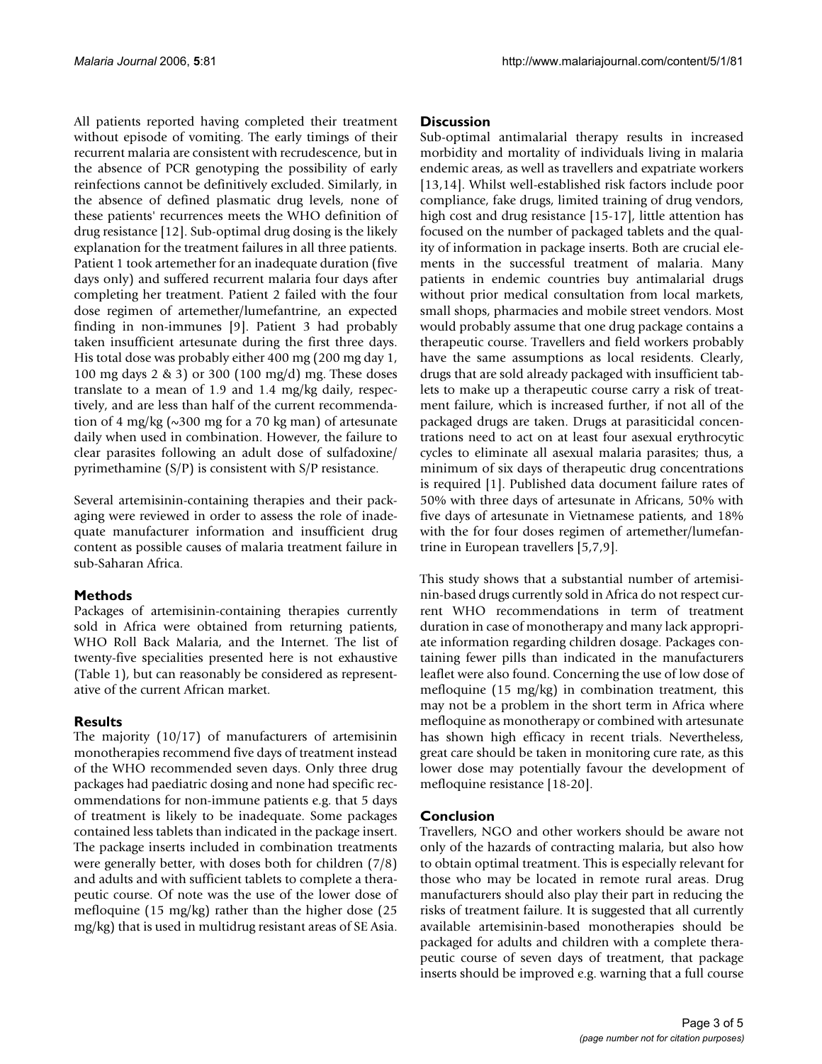All patients reported having completed their treatment without episode of vomiting. The early timings of their recurrent malaria are consistent with recrudescence, but in the absence of PCR genotyping the possibility of early reinfections cannot be definitively excluded. Similarly, in the absence of defined plasmatic drug levels, none of these patients' recurrences meets the WHO definition of drug resistance [12]. Sub-optimal drug dosing is the likely explanation for the treatment failures in all three patients. Patient 1 took artemether for an inadequate duration (five days only) and suffered recurrent malaria four days after completing her treatment. Patient 2 failed with the four dose regimen of artemether/lumefantrine, an expected finding in non-immunes [9]. Patient 3 had probably taken insufficient artesunate during the first three days. His total dose was probably either 400 mg (200 mg day 1, 100 mg days 2 & 3) or 300 (100 mg/d) mg. These doses translate to a mean of 1.9 and 1.4 mg/kg daily, respectively, and are less than half of the current recommendation of 4 mg/kg (~300 mg for a 70 kg man) of artesunate daily when used in combination. However, the failure to clear parasites following an adult dose of sulfadoxine/pyrimethamine (S/P) is consistent with S/P resistance.

Several artemisinin-containing therapies and their packaging were reviewed in order to assess the role of inadequate manufacturer information and insufficient drug content as possible causes of malaria treatment failure in sub-Saharan Africa.

## Methods

Packages of artemisinin-containing therapies currently sold in Africa were obtained from returning patients, WHO Roll Back Malaria, and the Internet. The list of twenty-five specialities presented here is not exhaustive (Table 1), but can reasonably be considered as representative of the current African market.

## Results

The majority (10/17) of manufacturers of artemisinin monotherapies recommend five days of treatment instead of the WHO recommended seven days. Only three drug packages had paediatric dosing and none had specific recommendations for non-immune patients e.g. that 5 days of treatment is likely to be inadequate. Some packages contained less tablets than indicated in the package insert. The package inserts included in combination treatments were generally better, with doses both for children (7/8) and adults and with sufficient tablets to complete a therapeutic course. Of note was the use of the lower dose of mefloquine (15 mg/kg) rather than the higher dose (25 mg/kg) that is used in multidrug resistant areas of SE Asia.

## Discussion

Sub-optimal antimalarial therapy results in increased morbidity and mortality of individuals living in malaria endemic areas, as well as travellers and expatriate workers [13,14]. Whilst well-established risk factors include poor compliance, fake drugs, limited training of drug vendors, high cost and drug resistance [15-17], little attention has focused on the number of packaged tablets and the quality of information in package inserts. Both are crucial elements in the successful treatment of malaria. Many patients in endemic countries buy antimalarial drugs without prior medical consultation from local markets, small shops, pharmacies and mobile street vendors. Most would probably assume that one drug package contains a therapeutic course. Travellers and field workers probably have the same assumptions as local residents. Clearly, drugs that are sold already packaged with insufficient tablets to make up a therapeutic course carry a risk of treatment failure, which is increased further, if not all of the packaged drugs are taken. Drugs at parasiticidal concentrations need to act on at least four asexual erythrocytic cycles to eliminate all asexual malaria parasites; thus, a minimum of six days of therapeutic drug concentrations is required [1]. Published data document failure rates of 50% with three days of artesunate in Africans, 50% with five days of artesunate in Vietnamese patients, and 18% with the for four doses regimen of artemether/lumefantrine in European travellers [5,7,9].

This study shows that a substantial number of artemisinin-based drugs currently sold in Africa do not respect current WHO recommendations in term of treatment duration in case of monotherapy and many lack appropriate information regarding children dosage. Packages containing fewer pills than indicated in the manufacturers leaflet were also found. Concerning the use of low dose of mefloquine (15 mg/kg) in combination treatment, this may not be a problem in the short term in Africa where mefloquine as monotherapy or combined with artesunate has shown high efficacy in recent trials. Nevertheless, great care should be taken in monitoring cure rate, as this lower dose may potentially favour the development of mefloquine resistance [18-20].

## Conclusion

Travellers, NGO and other workers should be aware not only of the hazards of contracting malaria, but also how to obtain optimal treatment. This is especially relevant for those who may be located in remote rural areas. Drug manufacturers should also play their part in reducing the risks of treatment failure. It is suggested that all currently available artemisinin-based monotherapies should be packaged for adults and children with a complete therapeutic course of seven days of treatment, that package inserts should be improved e.g. warning that a full course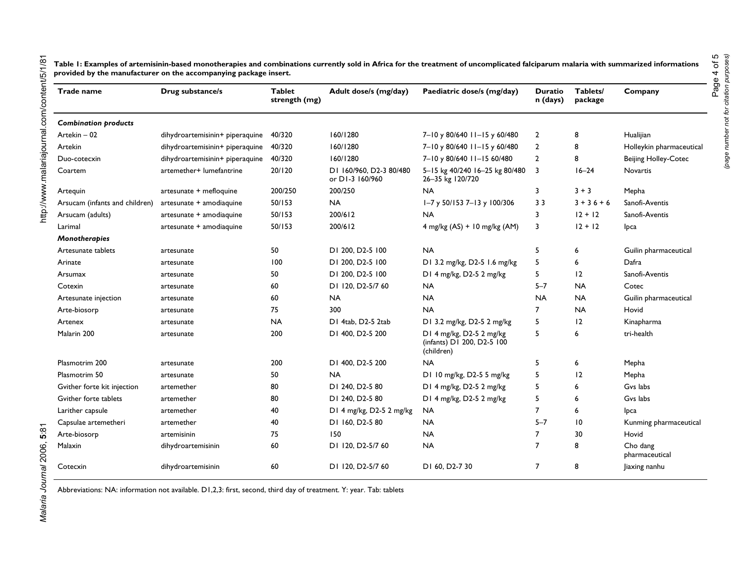**Table 1: Examples of artemisinin-based monotherapies and combinations currently sold in Africa for the treatment of uncomplicated falciparum malaria with summarized informations provided by the manufacturer on the accompanying package insert.**

| Trade name | Drug substance/s | Tablet strength (mg) | Adult dose/s (mg/day) | Paediatric dose/s (mg/day) | Duration (days) | Tablets/ package | Company |
|---|---|---|---|---|---|---|---|
| ***Combination products*** | | | | | | | |
| Artekin – 02 | dihydroartemisinin+ piperaquine | 40/320 | 160/1280 | 7–10 y 80/640 11–15 y 60/480 | 2 | 8 | Hualijian |
| Artekin | dihydroartemisinin+ piperaquine | 40/320 | 160/1280 | 7–10 y 80/640 11–15 y 60/480 | 2 | 8 | Holleykin pharmaceutical |
| Duo-cotecxin | dihydroartemisinin+ piperaquine | 40/320 | 160/1280 | 7–10 y 80/640 11–15 60/480 | 2 | 8 | Beijing Holley-Cotec |
| Coartem | artemether+ lumefantrine | 20/120 | D1 160/960, D2-3 80/480 or D1-3 160/960 | 5–15 kg 40/240 16–25 kg 80/480 26–35 kg 120/720 | 3 | 16–24 | Novartis |
| Artequin | artesunate + mefloquine | 200/250 | 200/250 | NA | 3 | 3 + 3 | Mepha |
| Arsucam (infants and children) | artesunate + amodiaquine | 50/153 | NA | 1–7 y 50/153 7–13 y 100/306 | 3 3 | 3 + 3 6 + 6 | Sanofi-Aventis |
| Arsucam (adults) | artesunate + amodiaquine | 50/153 | 200/612 | NA | 3 | 12 + 12 | Sanofi-Aventis |
| Larimal | artesunate + amodiaquine | 50/153 | 200/612 | 4 mg/kg (AS) + 10 mg/kg (AM) | 3 | 12 + 12 | Ipca |
| ***Monotherapies*** | | | | | | | |
| Artesunate tablets | artesunate | 50 | D1 200, D2-5 100 | NA | 5 | 6 | Guilin pharmaceutical |
| Arinate | artesunate | 100 | D1 200, D2-5 100 | D1 3.2 mg/kg, D2-5 1.6 mg/kg | 5 | 6 | Dafra |
| Arsumax | artesunate | 50 | D1 200, D2-5 100 | D1 4 mg/kg, D2-5 2 mg/kg | 5 | 12 | Sanofi-Aventis |
| Cotexin | artesunate | 60 | D1 120, D2-5/7 60 | NA | 5–7 | NA | Cotec |
| Artesunate injection | artesunate | 60 | NA | NA | NA | NA | Guilin pharmaceutical |
| Arte-biosorp | artesunate | 75 | 300 | NA | 7 | NA | Hovid |
| Artenex | artesunate | NA | D1 4tab, D2-5 2tab | D1 3.2 mg/kg, D2-5 2 mg/kg | 5 | 12 | Kinapharma |
| Malarin 200 | artesunate | 200 | D1 400, D2-5 200 | D1 4 mg/kg, D2-5 2 mg/kg (infants) D1 200, D2-5 100 (children) | 5 | 6 | tri-health |
| Plasmotrim 200 | artesunate | 200 | D1 400, D2-5 200 | NA | 5 | 6 | Mepha |
| Plasmotrim 50 | artesunate | 50 | NA | D1 10 mg/kg, D2-5 5 mg/kg | 5 | 12 | Mepha |
| Gvither forte kit injection | artemether | 80 | D1 240, D2-5 80 | D1 4 mg/kg, D2-5 2 mg/kg | 5 | 6 | Gvs labs |
| Gvither forte tablets | artemether | 80 | D1 240, D2-5 80 | D1 4 mg/kg, D2-5 2 mg/kg | 5 | 6 | Gvs labs |
| Larither capsule | artemether | 40 | D1 4 mg/kg, D2-5 2 mg/kg | NA | 7 | 6 | Ipca |
| Capsulae artemetheri | artemether | 40 | D1 160, D2-5 80 | NA | 5–7 | 10 | Kunming pharmaceutical |
| Arte-biosorp | artemisinin | 75 | 150 | NA | 7 | 30 | Hovid |
| Malaxin | dihydroartemisinin | 60 | D1 120, D2-5/7 60 | NA | 7 | 8 | Cho dang pharmaceutical |
| Cotecxin | dihydroartemisinin | 60 | D1 120, D2-5/7 60 | D1 60, D2-7 30 | 7 | 8 | Jiaxing nanhu |

Abbreviations: NA: information not available. D1,2,3: first, second, third day of treatment. Y: year. Tab: tablets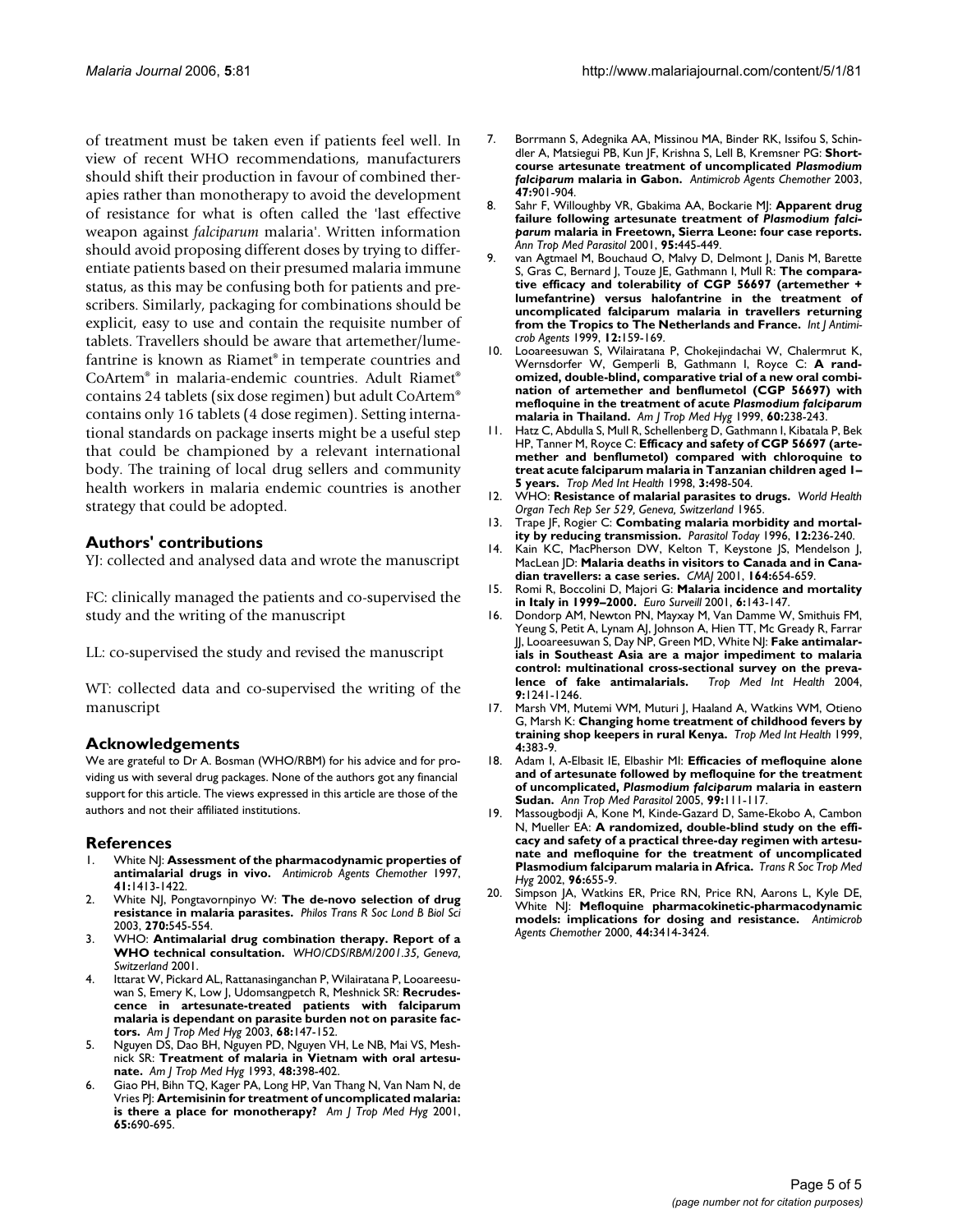of treatment must be taken even if patients feel well. In view of recent WHO recommendations, manufacturers should shift their production in favour of combined therapies rather than monotherapy to avoid the development of resistance for what is often called the 'last effective weapon against *falciparum* malaria'. Written information should avoid proposing different doses by trying to differentiate patients based on their presumed malaria immune status, as this may be confusing both for patients and prescribers. Similarly, packaging for combinations should be explicit, easy to use and contain the requisite number of tablets. Travellers should be aware that artemether/lumefantrine is known as Riamet® in temperate countries and CoArtem® in malaria-endemic countries. Adult Riamet® contains 24 tablets (six dose regimen) but adult CoArtem® contains only 16 tablets (4 dose regimen). Setting international standards on package inserts might be a useful step that could be championed by a relevant international body. The training of local drug sellers and community health workers in malaria endemic countries is another strategy that could be adopted.

## Authors' contributions

YJ: collected and analysed data and wrote the manuscript

FC: clinically managed the patients and co-supervised the study and the writing of the manuscript

LL: co-supervised the study and revised the manuscript

WT: collected data and co-supervised the writing of the manuscript

## Acknowledgements

We are grateful to Dr A. Bosman (WHO/RBM) for his advice and for providing us with several drug packages. None of the authors got any financial support for this article. The views expressed in this article are those of the authors and not their affiliated institutions.

## References

1. White NJ: **Assessment of the pharmacodynamic properties of antimalarial drugs in vivo.** *Antimicrob Agents Chemother* 1997, **41:**1413-1422.
2. White NJ, Pongtavornpinyo W: **The de-novo selection of drug resistance in malaria parasites.** *Philos Trans R Soc Lond B Biol Sci* 2003, **270:**545-554.
3. WHO: **Antimalarial drug combination therapy. Report of a WHO technical consultation.** *WHO/CDS/RBM/2001.35, Geneva, Switzerland* 2001.
4. Ittarat W, Pickard AL, Rattanasinganchan P, Wilairatana P, Looareesuwan S, Emery K, Low J, Udomsangpetch R, Meshnick SR: **Recrudescence in artesunate-treated patients with falciparum malaria is dependant on parasite burden not on parasite factors.** *Am J Trop Med Hyg* 2003, **68:**147-152.
5. Nguyen DS, Dao BH, Nguyen PD, Nguyen VH, Le NB, Mai VS, Meshnick SR: **Treatment of malaria in Vietnam with oral artesunate.** *Am J Trop Med Hyg* 1993, **48:**398-402.
6. Giao PH, Bihn TQ, Kager PA, Long HP, Van Thang N, Van Nam N, de Vries PJ: **Artemisinin for treatment of uncomplicated malaria: is there a place for monotherapy?** *Am J Trop Med Hyg* 2001, **65:**690-695.
7. Borrmann S, Adegnika AA, Missinou MA, Binder RK, Issifou S, Schindler A, Matsiegui PB, Kun JF, Krishna S, Lell B, Kremsner PG: **Short-course artesunate treatment of uncomplicated *Plasmodium falciparum* malaria in Gabon.** *Antimicrob Agents Chemother* 2003, **47:**901-904.
8. Sahr F, Willoughby VR, Gbakima AA, Bockarie MJ: **Apparent drug failure following artesunate treatment of *Plasmodium falciparum* malaria in Freetown, Sierra Leone: four case reports.** *Ann Trop Med Parasitol* 2001, **95:**445-449.
9. van Agtmael M, Bouchaud O, Malvy D, Delmont J, Danis M, Barette S, Gras C, Bernard J, Touze JE, Gathmann I, Mull R: **The comparative efficacy and tolerability of CGP 56697 (artemether + lumefantrine) versus halofantrine in the treatment of uncomplicated falciparum malaria in travellers returning from the Tropics to The Netherlands and France.** *Int J Antimicrob Agents* 1999, **12:**159-169.
10. Looareesuwan S, Wilairatana P, Chokejindachai W, Chalermrut K, Wernsdorfer W, Gemperli B, Gathmann I, Royce C: **A randomized, double-blind, comparative trial of a new oral combination of artemether and benflumetol (CGP 56697) with mefloquine in the treatment of acute *Plasmodium falciparum* malaria in Thailand.** *Am J Trop Med Hyg* 1999, **60:**238-243.
11. Hatz C, Abdulla S, Mull R, Schellenberg D, Gathmann I, Kibatala P, Bek HP, Tanner M, Royce C: **Efficacy and safety of CGP 56697 (artemether and benflumetol) compared with chloroquine to treat acute falciparum malaria in Tanzanian children aged 1–5 years.** *Trop Med Int Health* 1998, **3:**498-504.
12. WHO: **Resistance of malarial parasites to drugs.** *World Health Organ Tech Rep Ser 529, Geneva, Switzerland* 1965.
13. Trape JF, Rogier C: **Combating malaria morbidity and mortality by reducing transmission.** *Parasitol Today* 1996, **12:**236-240.
14. Kain KC, MacPherson DW, Kelton T, Keystone JS, Mendelson J, MacLean JD: **Malaria deaths in visitors to Canada and in Canadian travellers: a case series.** *CMAJ* 2001, **164:**654-659.
15. Romi R, Boccolini D, Majori G: **Malaria incidence and mortality in Italy in 1999–2000.** *Euro Surveill* 2001, **6:**143-147.
16. Dondorp AM, Newton PN, Mayxay M, Van Damme W, Smithuis FM, Yeung S, Petit A, Lynam AJ, Johnson A, Hien TT, Mc Gready R, Farrar JJ, Looareesuwan S, Day NP, Green MD, White NJ: **Fake antimalarials in Southeast Asia are a major impediment to malaria control: multinational cross-sectional survey on the prevalence of fake antimalarials.** *Trop Med Int Health* 2004, **9:**1241-1246.
17. Marsh VM, Mutemi WM, Muturi J, Haaland A, Watkins WM, Otieno G, Marsh K: **Changing home treatment of childhood fevers by training shop keepers in rural Kenya.** *Trop Med Int Health* 1999, **4:**383-9.
18. Adam I, A-Elbasit IE, Elbashir MI: **Efficacies of mefloquine alone and of artesunate followed by mefloquine for the treatment of uncomplicated, *Plasmodium falciparum* malaria in eastern Sudan.** *Ann Trop Med Parasitol* 2005, **99:**111-117.
19. Massougbodji A, Kone M, Kinde-Gazard D, Same-Ekobo A, Cambon N, Mueller EA: **A randomized, double-blind study on the efficacy and safety of a practical three-day regimen with artesunate and mefloquine for the treatment of uncomplicated Plasmodium falciparum malaria in Africa.** *Trans R Soc Trop Med Hyg* 2002, **96:**655-9.
20. Simpson JA, Watkins ER, Price RN, Price RN, Aarons L, Kyle DE, White NJ: **Mefloquine pharmacokinetic-pharmacodynamic models: implications for dosing and resistance.** *Antimicrob Agents Chemother* 2000, **44:**3414-3424.